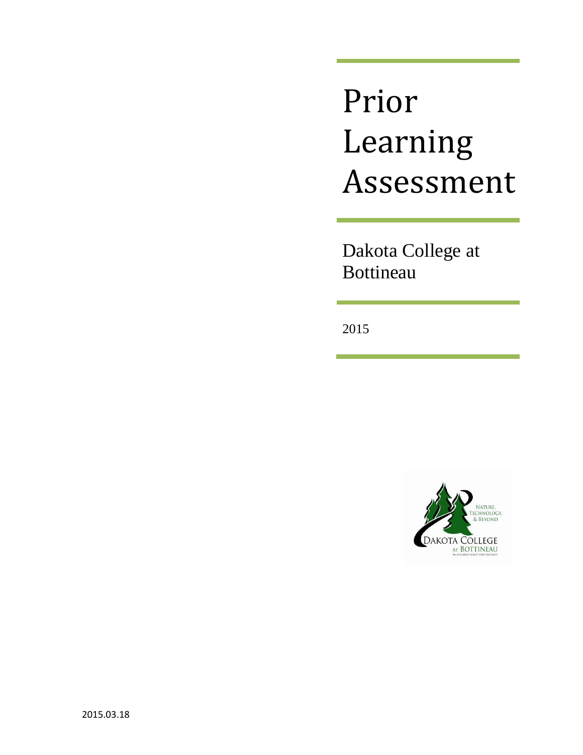# Prior Learning Assessment

Dakota College at Bottineau

2015

2015.03.18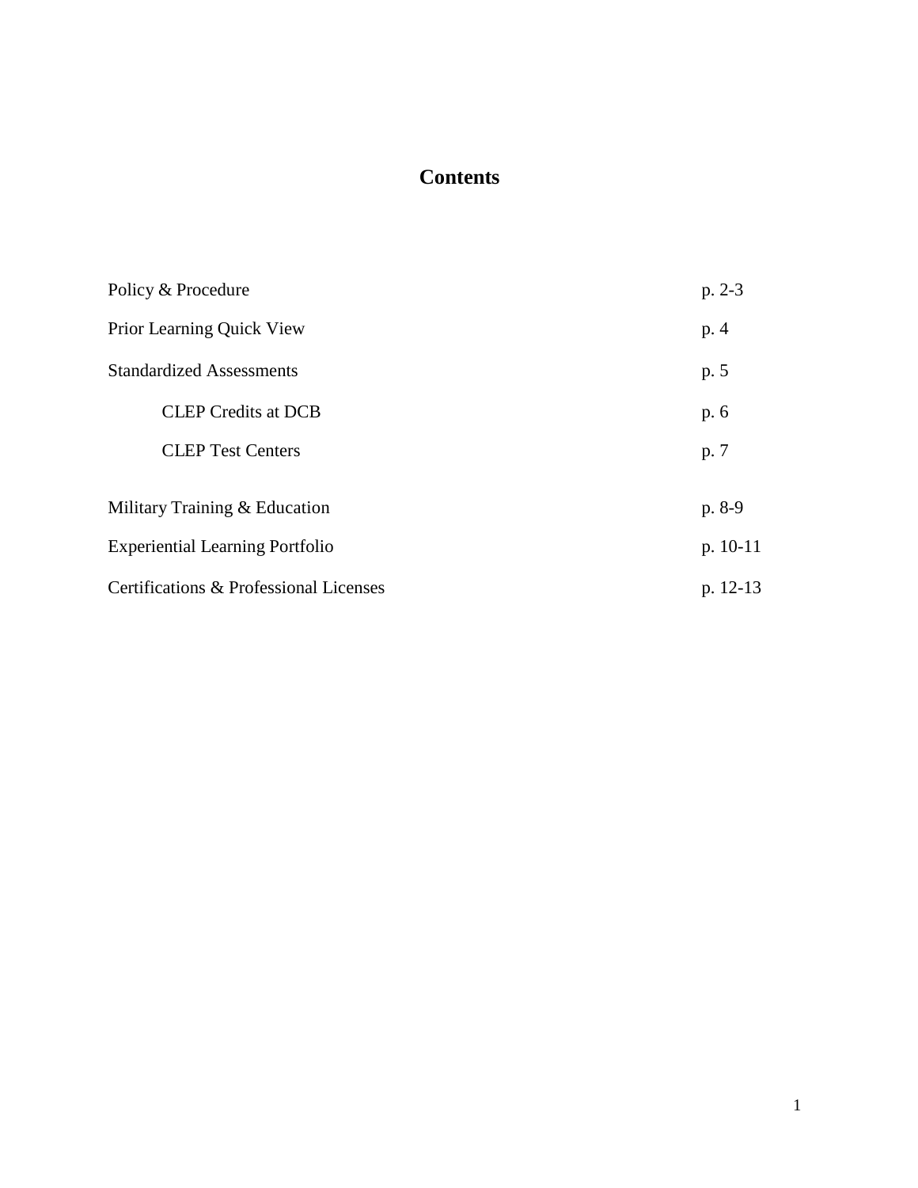# Contents

| | |
|---|---|
| Policy & Procedure | p. 2-3 |
| Prior Learning Quick View | p. 4 |
| Standardized Assessments | p. 5 |
| CLEP Credits at DCB | p. 6 |
| CLEP Test Centers | p. 7 |
| Military Training & Education | p. 8-9 |
| Experiential Learning Portfolio | p. 10-11 |
| Certifications & Professional Licenses | p. 12-13 |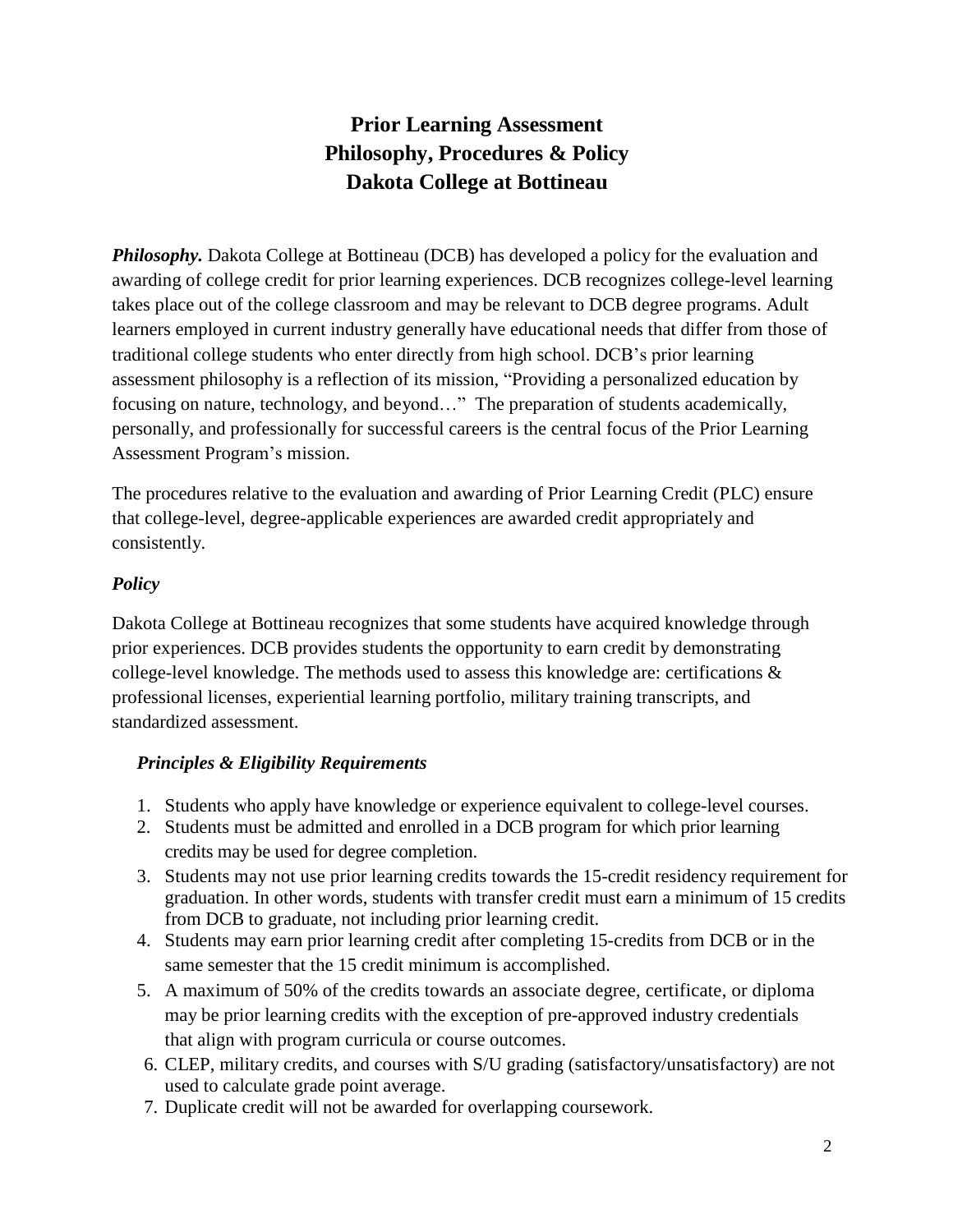# Prior Learning Assessment
# Philosophy, Procedures & Policy
# Dakota College at Bottineau

***Philosophy.*** Dakota College at Bottineau (DCB) has developed a policy for the evaluation and awarding of college credit for prior learning experiences. DCB recognizes college-level learning takes place out of the college classroom and may be relevant to DCB degree programs. Adult learners employed in current industry generally have educational needs that differ from those of traditional college students who enter directly from high school. DCB's prior learning assessment philosophy is a reflection of its mission, "Providing a personalized education by focusing on nature, technology, and beyond…" The preparation of students academically, personally, and professionally for successful careers is the central focus of the Prior Learning Assessment Program's mission.

The procedures relative to the evaluation and awarding of Prior Learning Credit (PLC) ensure that college-level, degree-applicable experiences are awarded credit appropriately and consistently.

## *Policy*

Dakota College at Bottineau recognizes that some students have acquired knowledge through prior experiences. DCB provides students the opportunity to earn credit by demonstrating college-level knowledge. The methods used to assess this knowledge are: certifications & professional licenses, experiential learning portfolio, military training transcripts, and standardized assessment.

### *Principles & Eligibility Requirements*

1. Students who apply have knowledge or experience equivalent to college-level courses.
2. Students must be admitted and enrolled in a DCB program for which prior learning credits may be used for degree completion.
3. Students may not use prior learning credits towards the 15-credit residency requirement for graduation. In other words, students with transfer credit must earn a minimum of 15 credits from DCB to graduate, not including prior learning credit.
4. Students may earn prior learning credit after completing 15-credits from DCB or in the same semester that the 15 credit minimum is accomplished.
5. A maximum of 50% of the credits towards an associate degree, certificate, or diploma may be prior learning credits with the exception of pre-approved industry credentials that align with program curricula or course outcomes.
6. CLEP, military credits, and courses with S/U grading (satisfactory/unsatisfactory) are not used to calculate grade point average.
7. Duplicate credit will not be awarded for overlapping coursework.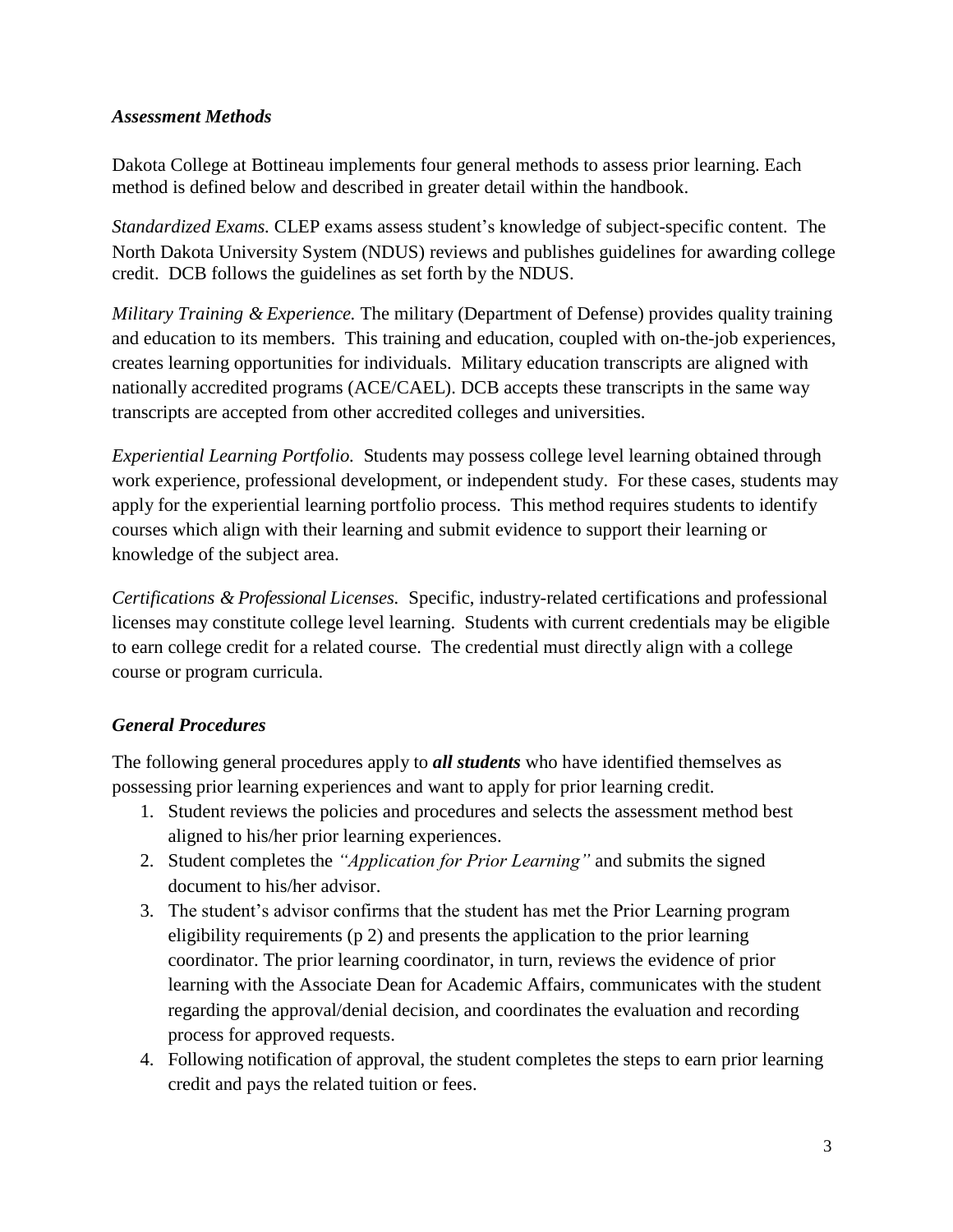### *Assessment Methods*

Dakota College at Bottineau implements four general methods to assess prior learning. Each method is defined below and described in greater detail within the handbook.

*Standardized Exams.* CLEP exams assess student's knowledge of subject-specific content. The North Dakota University System (NDUS) reviews and publishes guidelines for awarding college credit. DCB follows the guidelines as set forth by the NDUS.

*Military Training & Experience.* The military (Department of Defense) provides quality training and education to its members. This training and education, coupled with on-the-job experiences, creates learning opportunities for individuals. Military education transcripts are aligned with nationally accredited programs (ACE/CAEL). DCB accepts these transcripts in the same way transcripts are accepted from other accredited colleges and universities.

*Experiential Learning Portfolio.* Students may possess college level learning obtained through work experience, professional development, or independent study. For these cases, students may apply for the experiential learning portfolio process. This method requires students to identify courses which align with their learning and submit evidence to support their learning or knowledge of the subject area.

*Certifications & Professional Licenses.* Specific, industry-related certifications and professional licenses may constitute college level learning. Students with current credentials may be eligible to earn college credit for a related course. The credential must directly align with a college course or program curricula.

### *General Procedures*

The following general procedures apply to ***all students*** who have identified themselves as possessing prior learning experiences and want to apply for prior learning credit.

1. Student reviews the policies and procedures and selects the assessment method best aligned to his/her prior learning experiences.
2. Student completes the *"Application for Prior Learning"* and submits the signed document to his/her advisor.
3. The student's advisor confirms that the student has met the Prior Learning program eligibility requirements (p 2) and presents the application to the prior learning coordinator. The prior learning coordinator, in turn, reviews the evidence of prior learning with the Associate Dean for Academic Affairs, communicates with the student regarding the approval/denial decision, and coordinates the evaluation and recording process for approved requests.
4. Following notification of approval, the student completes the steps to earn prior learning credit and pays the related tuition or fees.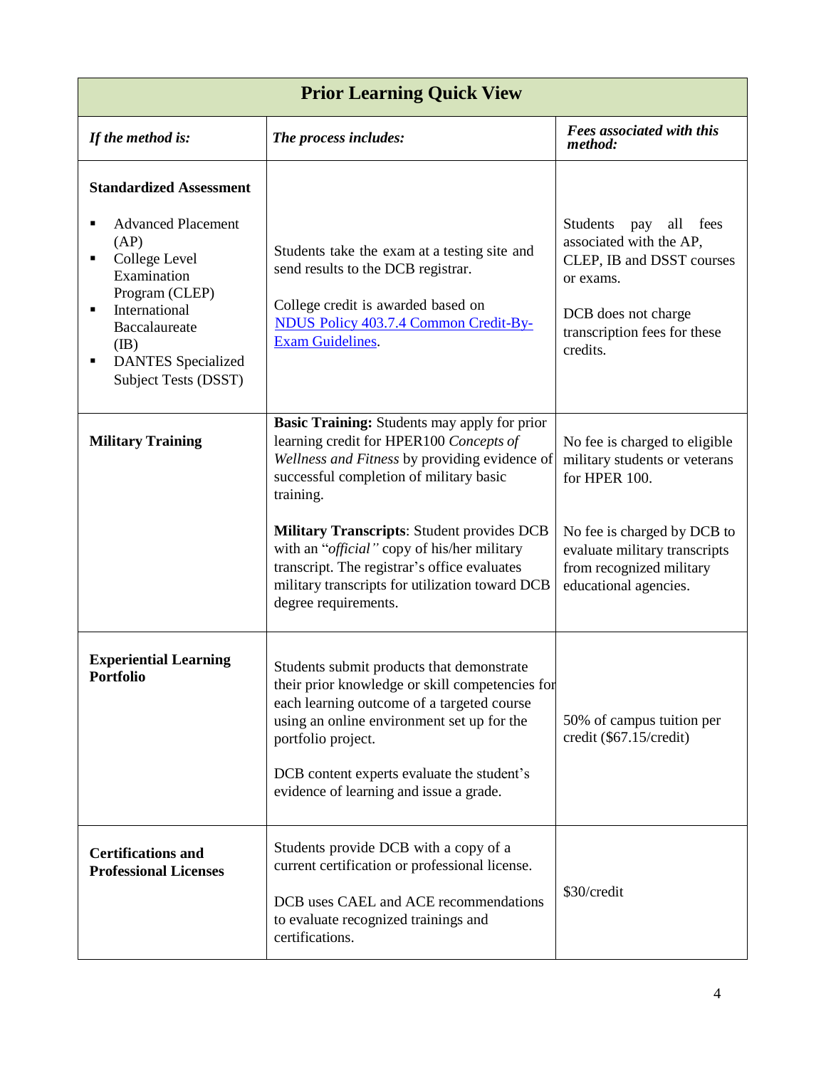| Prior Learning Quick View | | |
|---|---|---|
| ***If the method is:*** | ***The process includes:*** | ***Fees associated with this method:*** |
| **Standardized Assessment**<br><br>- Advanced Placement (AP)<br>- College Level Examination Program (CLEP)<br>- International Baccalaureate (IB)<br>- DANTES Specialized Subject Tests (DSST) | Students take the exam at a testing site and send results to the DCB registrar.<br><br>College credit is awarded based on NDUS Policy 403.7.4 Common Credit-By-Exam Guidelines. | Students pay all fees associated with the AP, CLEP, IB and DSST courses or exams.<br><br>DCB does not charge transcription fees for these credits. |
| **Military Training** | **Basic Training:** Students may apply for prior learning credit for HPER100 *Concepts of Wellness and Fitness* by providing evidence of successful completion of military basic training.<br><br>**Military Transcripts**: Student provides DCB with an "*official"* copy of his/her military transcript. The registrar's office evaluates military transcripts for utilization toward DCB degree requirements. | No fee is charged to eligible military students or veterans for HPER 100.<br><br>No fee is charged by DCB to evaluate military transcripts from recognized military educational agencies. |
| **Experiential Learning Portfolio** | Students submit products that demonstrate their prior knowledge or skill competencies for each learning outcome of a targeted course using an online environment set up for the portfolio project.<br><br>DCB content experts evaluate the student's evidence of learning and issue a grade. | 50% of campus tuition per credit ($67.15/credit) |
| **Certifications and Professional Licenses** | Students provide DCB with a copy of a current certification or professional license.<br><br>DCB uses CAEL and ACE recommendations to evaluate recognized trainings and certifications. | $30/credit |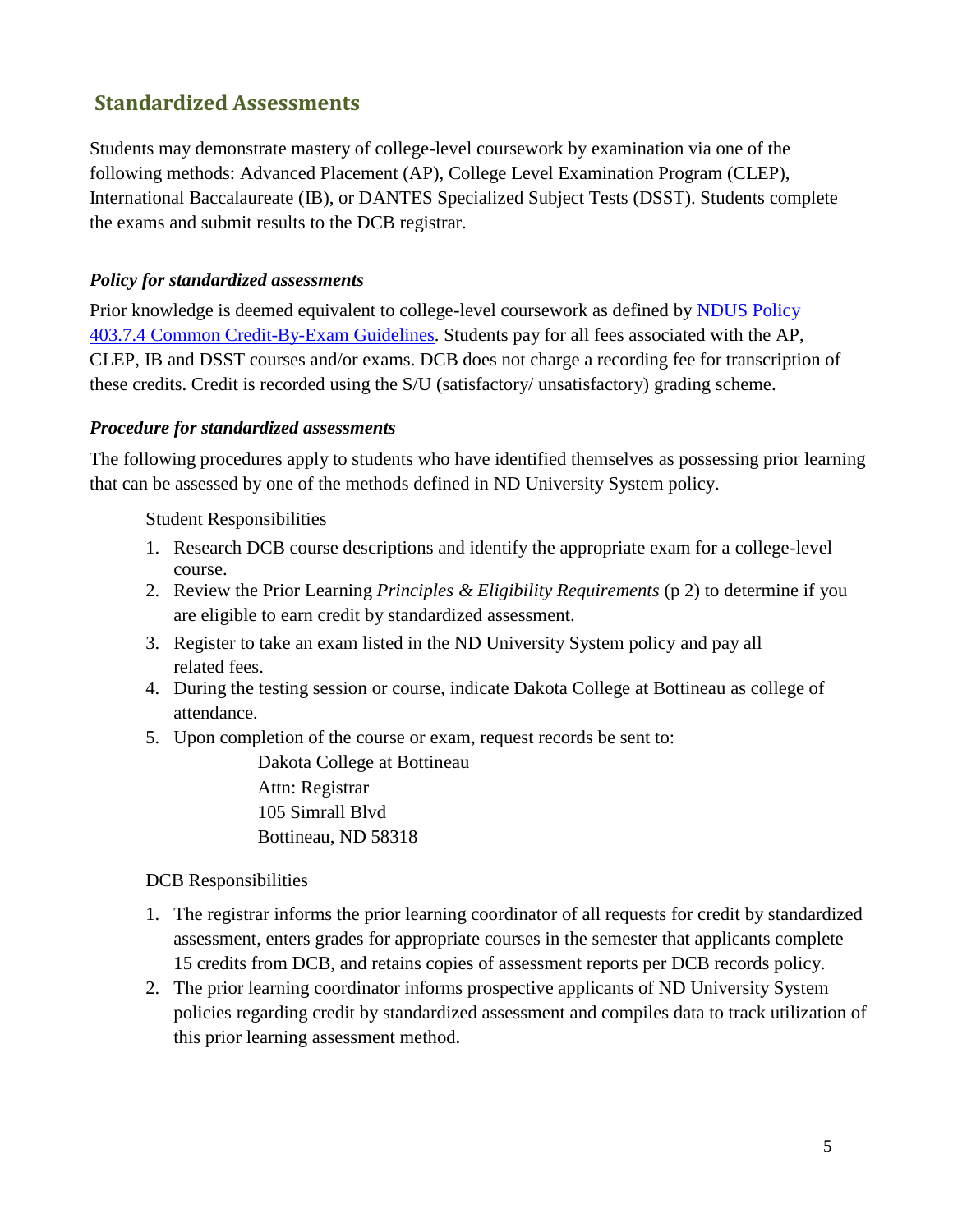## Standardized Assessments

Students may demonstrate mastery of college-level coursework by examination via one of the following methods: Advanced Placement (AP), College Level Examination Program (CLEP), International Baccalaureate (IB), or DANTES Specialized Subject Tests (DSST). Students complete the exams and submit results to the DCB registrar.

### *Policy for standardized assessments*

Prior knowledge is deemed equivalent to college-level coursework as defined by [NDUS Policy 403.7.4 Common Credit-By-Exam Guidelines](). Students pay for all fees associated with the AP, CLEP, IB and DSST courses and/or exams. DCB does not charge a recording fee for transcription of these credits. Credit is recorded using the S/U (satisfactory/ unsatisfactory) grading scheme.

### *Procedure for standardized assessments*

The following procedures apply to students who have identified themselves as possessing prior learning that can be assessed by one of the methods defined in ND University System policy.

Student Responsibilities

1. Research DCB course descriptions and identify the appropriate exam for a college-level course.
2. Review the Prior Learning *Principles & Eligibility Requirements* (p 2) to determine if you are eligible to earn credit by standardized assessment.
3. Register to take an exam listed in the ND University System policy and pay all related fees.
4. During the testing session or course, indicate Dakota College at Bottineau as college of attendance.
5. Upon completion of the course or exam, request records be sent to:

   Dakota College at Bottineau
   Attn: Registrar
   105 Simrall Blvd
   Bottineau, ND 58318

DCB Responsibilities

1. The registrar informs the prior learning coordinator of all requests for credit by standardized assessment, enters grades for appropriate courses in the semester that applicants complete 15 credits from DCB, and retains copies of assessment reports per DCB records policy.
2. The prior learning coordinator informs prospective applicants of ND University System policies regarding credit by standardized assessment and compiles data to track utilization of this prior learning assessment method.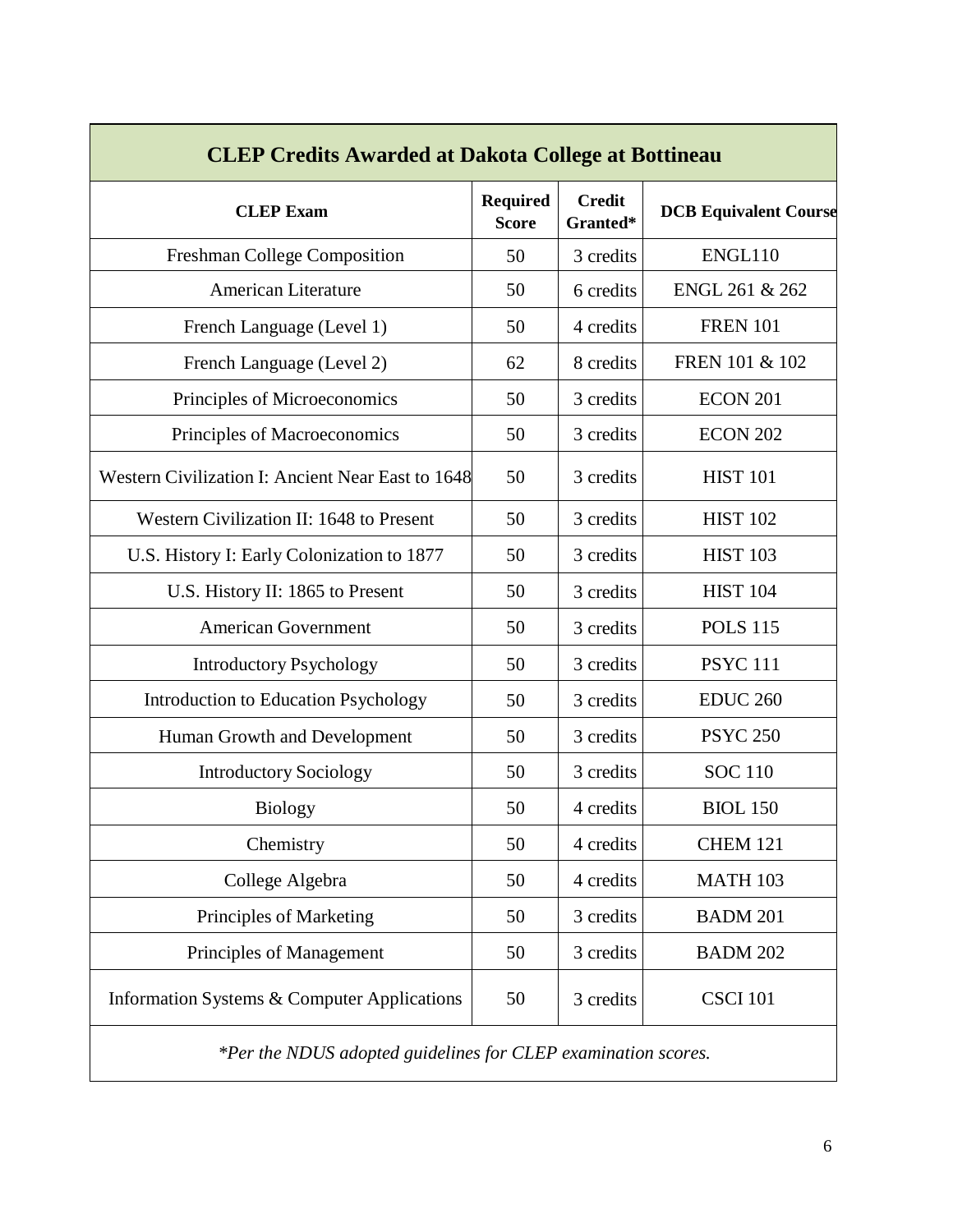| CLEP Credits Awarded at Dakota College at Bottineau | | | |
|---|---|---|---|
| **CLEP Exam** | **Required Score** | **Credit Granted*** | **DCB Equivalent Course** |
| Freshman College Composition | 50 | 3 credits | ENGL110 |
| American Literature | 50 | 6 credits | ENGL 261 & 262 |
| French Language (Level 1) | 50 | 4 credits | FREN 101 |
| French Language (Level 2) | 62 | 8 credits | FREN 101 & 102 |
| Principles of Microeconomics | 50 | 3 credits | ECON 201 |
| Principles of Macroeconomics | 50 | 3 credits | ECON 202 |
| Western Civilization I: Ancient Near East to 1648 | 50 | 3 credits | HIST 101 |
| Western Civilization II: 1648 to Present | 50 | 3 credits | HIST 102 |
| U.S. History I: Early Colonization to 1877 | 50 | 3 credits | HIST 103 |
| U.S. History II: 1865 to Present | 50 | 3 credits | HIST 104 |
| American Government | 50 | 3 credits | POLS 115 |
| Introductory Psychology | 50 | 3 credits | PSYC 111 |
| Introduction to Education Psychology | 50 | 3 credits | EDUC 260 |
| Human Growth and Development | 50 | 3 credits | PSYC 250 |
| Introductory Sociology | 50 | 3 credits | SOC 110 |
| Biology | 50 | 4 credits | BIOL 150 |
| Chemistry | 50 | 4 credits | CHEM 121 |
| College Algebra | 50 | 4 credits | MATH 103 |
| Principles of Marketing | 50 | 3 credits | BADM 201 |
| Principles of Management | 50 | 3 credits | BADM 202 |
| Information Systems & Computer Applications | 50 | 3 credits | CSCI 101 |

*\*Per the NDUS adopted guidelines for CLEP examination scores.*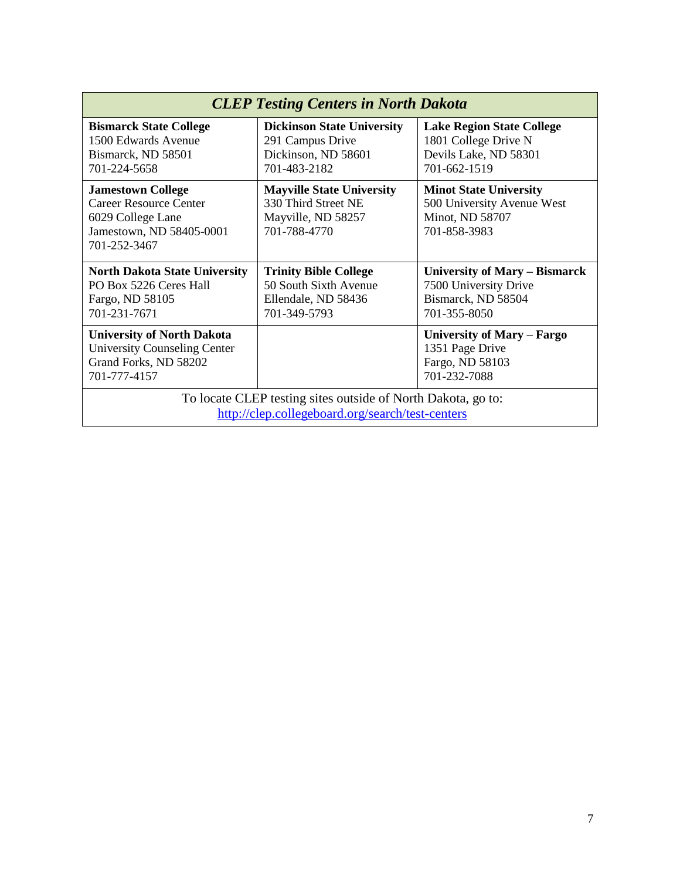| *CLEP Testing Centers in North Dakota* | | |
|---|---|---|
| **Bismarck State College**<br>1500 Edwards Avenue<br>Bismarck, ND 58501<br>701-224-5658 | **Dickinson State University**<br>291 Campus Drive<br>Dickinson, ND 58601<br>701-483-2182 | **Lake Region State College**<br>1801 College Drive N<br>Devils Lake, ND 58301<br>701-662-1519 |
| **Jamestown College**<br>Career Resource Center<br>6029 College Lane<br>Jamestown, ND 58405-0001<br>701-252-3467 | **Mayville State University**<br>330 Third Street NE<br>Mayville, ND 58257<br>701-788-4770 | **Minot State University**<br>500 University Avenue West<br>Minot, ND 58707<br>701-858-3983 |
| **North Dakota State University**<br>PO Box 5226 Ceres Hall<br>Fargo, ND 58105<br>701-231-7671 | **Trinity Bible College**<br>50 South Sixth Avenue<br>Ellendale, ND 58436<br>701-349-5793 | **University of Mary – Bismarck**<br>7500 University Drive<br>Bismarck, ND 58504<br>701-355-8050 |
| **University of North Dakota**<br>University Counseling Center<br>Grand Forks, ND 58202<br>701-777-4157 | | **University of Mary – Fargo**<br>1351 Page Drive<br>Fargo, ND 58103<br>701-232-7088 |
| To locate CLEP testing sites outside of North Dakota, go to: http://clep.collegeboard.org/search/test-centers | | |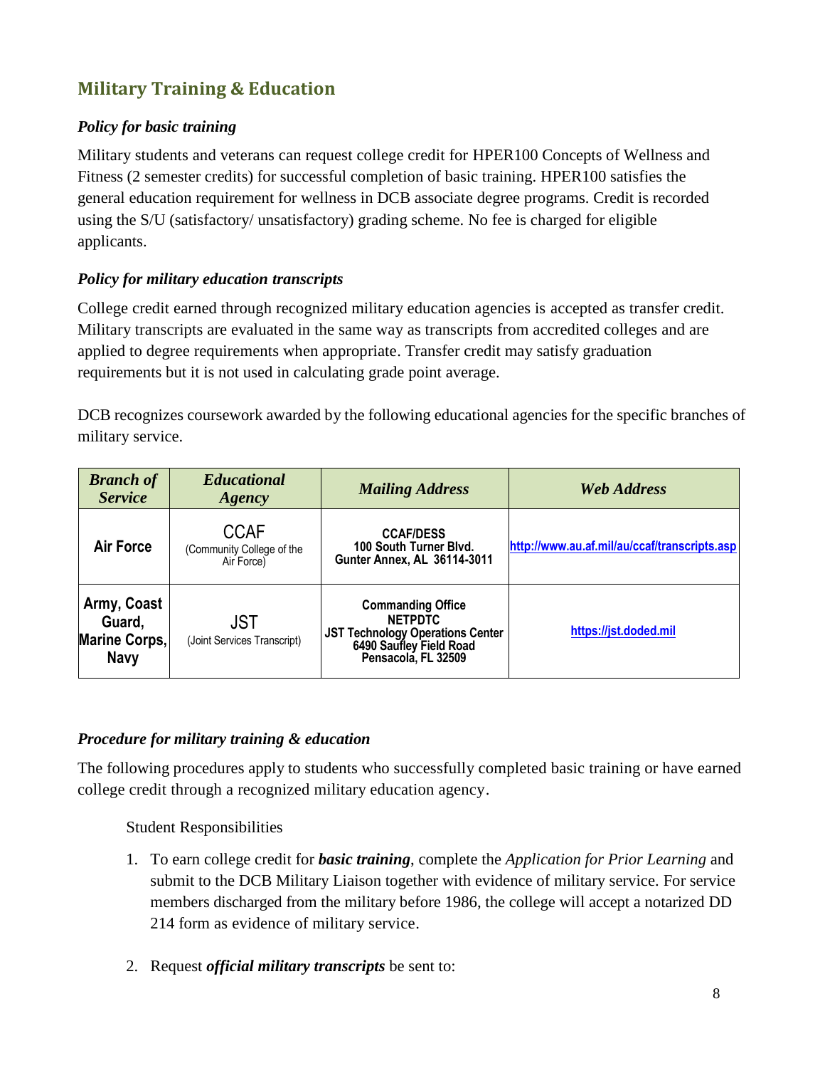## Military Training & Education

### *Policy for basic training*

Military students and veterans can request college credit for HPER100 Concepts of Wellness and Fitness (2 semester credits) for successful completion of basic training. HPER100 satisfies the general education requirement for wellness in DCB associate degree programs. Credit is recorded using the S/U (satisfactory/ unsatisfactory) grading scheme. No fee is charged for eligible applicants.

### *Policy for military education transcripts*

College credit earned through recognized military education agencies is accepted as transfer credit. Military transcripts are evaluated in the same way as transcripts from accredited colleges and are applied to degree requirements when appropriate. Transfer credit may satisfy graduation requirements but it is not used in calculating grade point average.

DCB recognizes coursework awarded by the following educational agencies for the specific branches of military service.

| *Branch of Service* | *Educational Agency* | *Mailing Address* | *Web Address* |
|---|---|---|---|
| **Air Force** | CCAF (Community College of the Air Force) | **CCAF/DESS 100 South Turner Blvd. Gunter Annex, AL 36114-3011** | http://www.au.af.mil/au/ccaf/transcripts.asp |
| **Army, Coast Guard, Marine Corps, Navy** | JST (Joint Services Transcript) | **Commanding Office NETPDTC JST Technology Operations Center 6490 Saufley Field Road Pensacola, FL 32509** | https://jst.doded.mil |

### *Procedure for military training & education*

The following procedures apply to students who successfully completed basic training or have earned college credit through a recognized military education agency.

Student Responsibilities

1. To earn college credit for ***basic training***, complete the *Application for Prior Learning* and submit to the DCB Military Liaison together with evidence of military service. For service members discharged from the military before 1986, the college will accept a notarized DD 214 form as evidence of military service.

2. Request ***official military transcripts*** be sent to: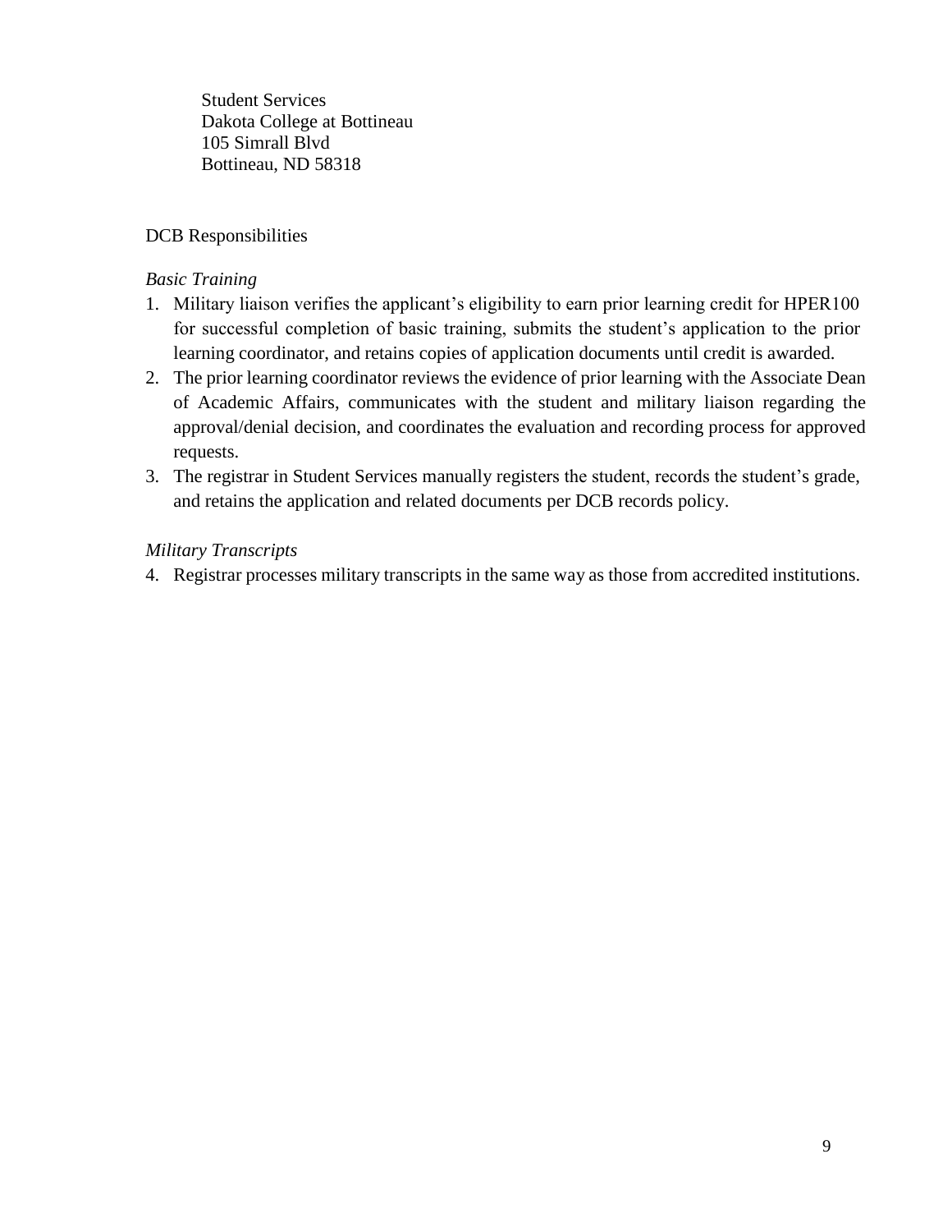Student Services
Dakota College at Bottineau
105 Simrall Blvd
Bottineau, ND 58318

DCB Responsibilities

*Basic Training*

1. Military liaison verifies the applicant's eligibility to earn prior learning credit for HPER100 for successful completion of basic training, submits the student's application to the prior learning coordinator, and retains copies of application documents until credit is awarded.
2. The prior learning coordinator reviews the evidence of prior learning with the Associate Dean of Academic Affairs, communicates with the student and military liaison regarding the approval/denial decision, and coordinates the evaluation and recording process for approved requests.
3. The registrar in Student Services manually registers the student, records the student's grade, and retains the application and related documents per DCB records policy.

*Military Transcripts*

4. Registrar processes military transcripts in the same way as those from accredited institutions.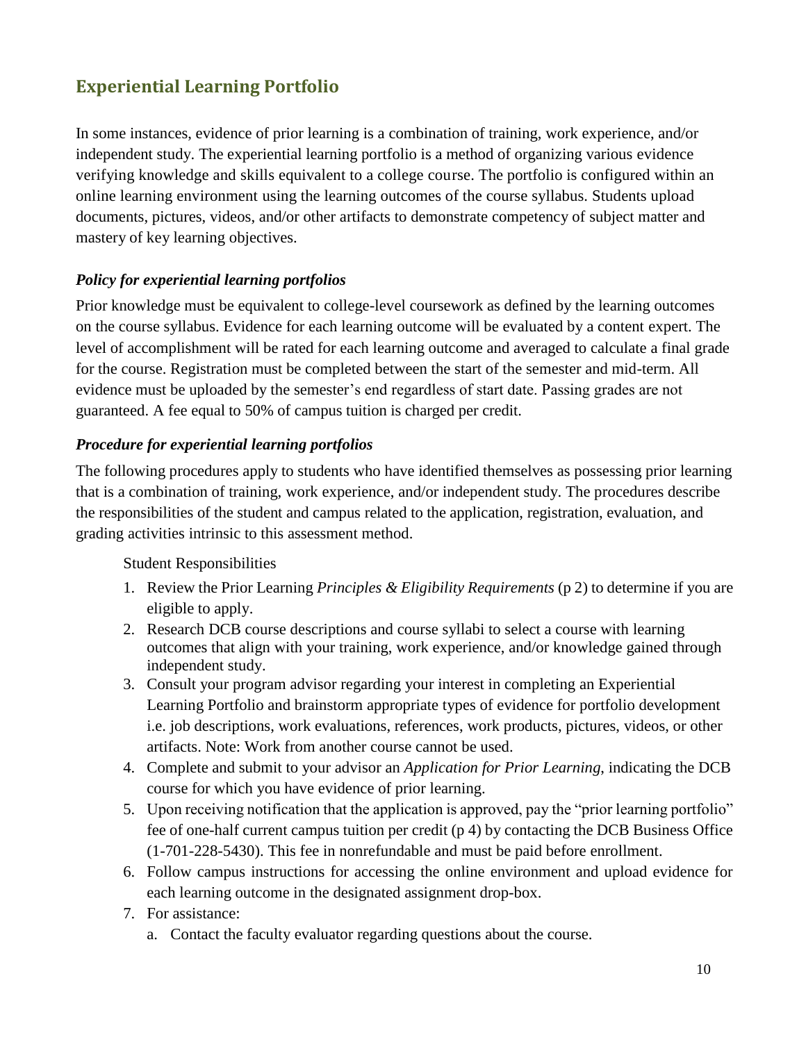## Experiential Learning Portfolio

In some instances, evidence of prior learning is a combination of training, work experience, and/or independent study. The experiential learning portfolio is a method of organizing various evidence verifying knowledge and skills equivalent to a college course. The portfolio is configured within an online learning environment using the learning outcomes of the course syllabus. Students upload documents, pictures, videos, and/or other artifacts to demonstrate competency of subject matter and mastery of key learning objectives.

### *Policy for experiential learning portfolios*

Prior knowledge must be equivalent to college-level coursework as defined by the learning outcomes on the course syllabus. Evidence for each learning outcome will be evaluated by a content expert. The level of accomplishment will be rated for each learning outcome and averaged to calculate a final grade for the course. Registration must be completed between the start of the semester and mid-term. All evidence must be uploaded by the semester's end regardless of start date. Passing grades are not guaranteed. A fee equal to 50% of campus tuition is charged per credit.

### *Procedure for experiential learning portfolios*

The following procedures apply to students who have identified themselves as possessing prior learning that is a combination of training, work experience, and/or independent study. The procedures describe the responsibilities of the student and campus related to the application, registration, evaluation, and grading activities intrinsic to this assessment method.

Student Responsibilities

1. Review the Prior Learning *Principles & Eligibility Requirements* (p 2) to determine if you are eligible to apply.
2. Research DCB course descriptions and course syllabi to select a course with learning outcomes that align with your training, work experience, and/or knowledge gained through independent study.
3. Consult your program advisor regarding your interest in completing an Experiential Learning Portfolio and brainstorm appropriate types of evidence for portfolio development i.e. job descriptions, work evaluations, references, work products, pictures, videos, or other artifacts. Note: Work from another course cannot be used.
4. Complete and submit to your advisor an *Application for Prior Learning,* indicating the DCB course for which you have evidence of prior learning.
5. Upon receiving notification that the application is approved, pay the "prior learning portfolio" fee of one-half current campus tuition per credit (p 4) by contacting the DCB Business Office (1-701-228-5430). This fee in nonrefundable and must be paid before enrollment.
6. Follow campus instructions for accessing the online environment and upload evidence for each learning outcome in the designated assignment drop-box.
7. For assistance:
   a. Contact the faculty evaluator regarding questions about the course.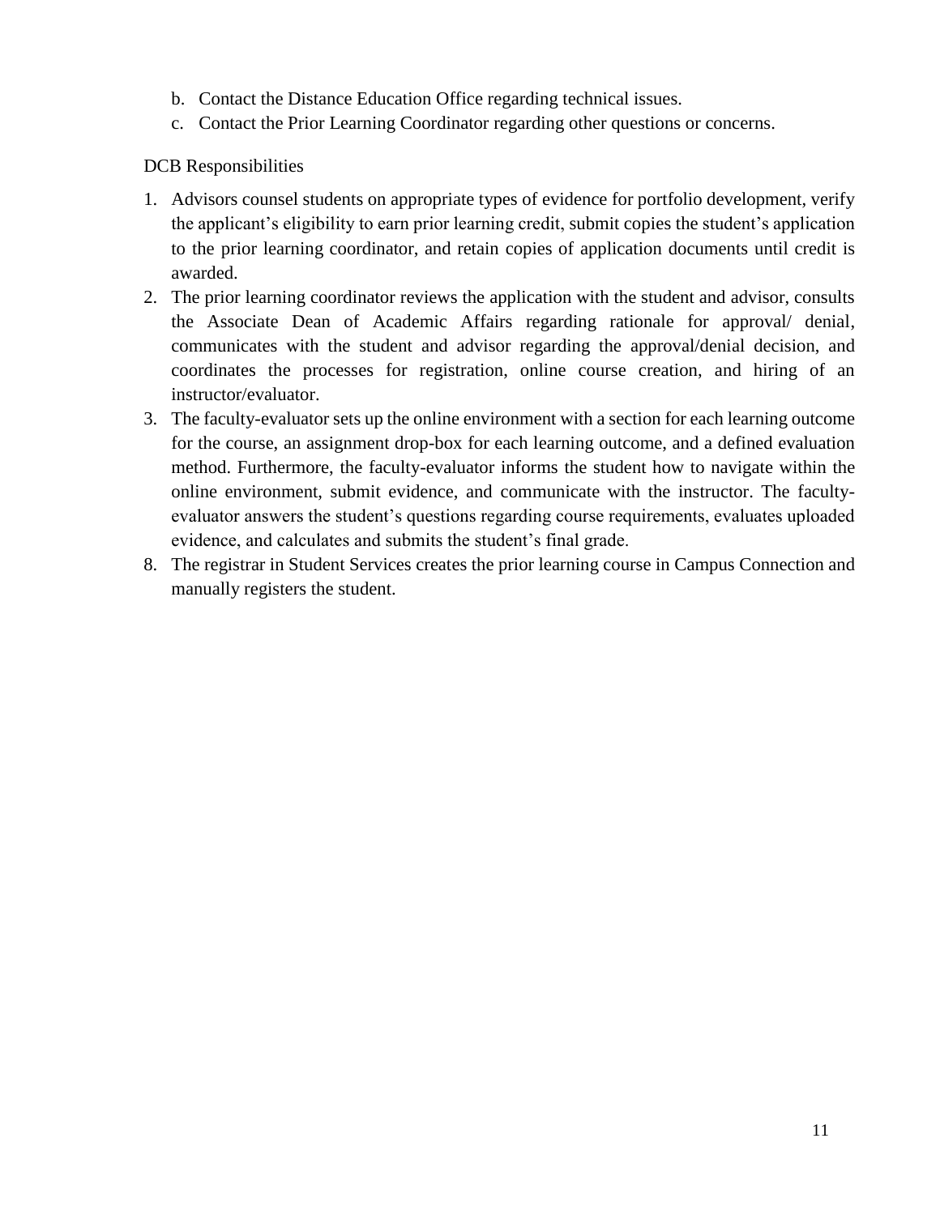b. Contact the Distance Education Office regarding technical issues.
c. Contact the Prior Learning Coordinator regarding other questions or concerns.

DCB Responsibilities

1. Advisors counsel students on appropriate types of evidence for portfolio development, verify the applicant's eligibility to earn prior learning credit, submit copies the student's application to the prior learning coordinator, and retain copies of application documents until credit is awarded.
2. The prior learning coordinator reviews the application with the student and advisor, consults the Associate Dean of Academic Affairs regarding rationale for approval/ denial, communicates with the student and advisor regarding the approval/denial decision, and coordinates the processes for registration, online course creation, and hiring of an instructor/evaluator.
3. The faculty-evaluator sets up the online environment with a section for each learning outcome for the course, an assignment drop-box for each learning outcome, and a defined evaluation method. Furthermore, the faculty-evaluator informs the student how to navigate within the online environment, submit evidence, and communicate with the instructor. The faculty-evaluator answers the student's questions regarding course requirements, evaluates uploaded evidence, and calculates and submits the student's final grade.

8. The registrar in Student Services creates the prior learning course in Campus Connection and manually registers the student.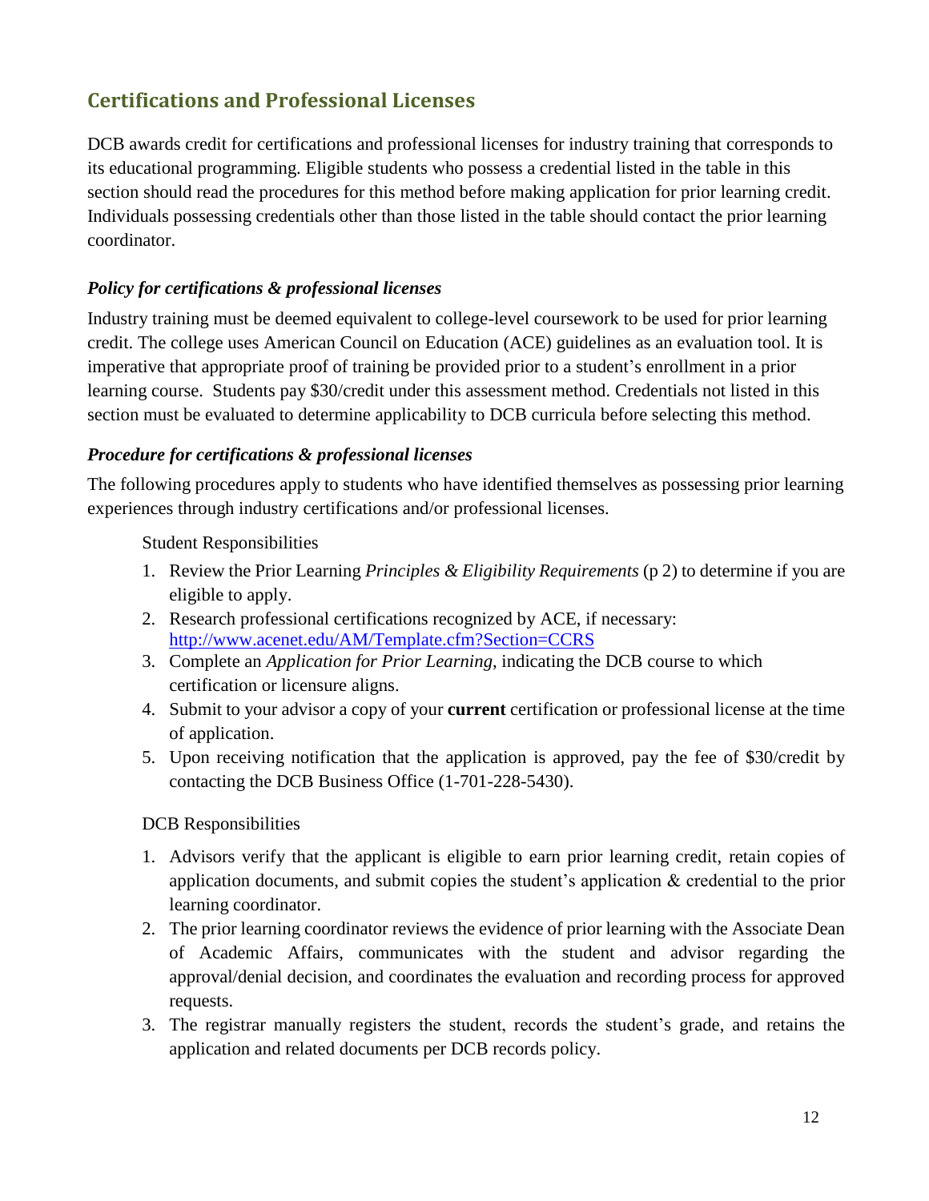## Certifications and Professional Licenses

DCB awards credit for certifications and professional licenses for industry training that corresponds to its educational programming. Eligible students who possess a credential listed in the table in this section should read the procedures for this method before making application for prior learning credit. Individuals possessing credentials other than those listed in the table should contact the prior learning coordinator.

### *Policy for certifications & professional licenses*

Industry training must be deemed equivalent to college-level coursework to be used for prior learning credit. The college uses American Council on Education (ACE) guidelines as an evaluation tool. It is imperative that appropriate proof of training be provided prior to a student's enrollment in a prior learning course. Students pay $30/credit under this assessment method. Credentials not listed in this section must be evaluated to determine applicability to DCB curricula before selecting this method.

### *Procedure for certifications & professional licenses*

The following procedures apply to students who have identified themselves as possessing prior learning experiences through industry certifications and/or professional licenses.

Student Responsibilities

1. Review the Prior Learning *Principles & Eligibility Requirements* (p 2) to determine if you are eligible to apply.
2. Research professional certifications recognized by ACE, if necessary: [http://www.acenet.edu/AM/Template.cfm?Section=CCRS](http://www.acenet.edu/AM/Template.cfm?Section=CCRS)
3. Complete an *Application for Prior Learning*, indicating the DCB course to which certification or licensure aligns.
4. Submit to your advisor a copy of your **current** certification or professional license at the time of application.
5. Upon receiving notification that the application is approved, pay the fee of $30/credit by contacting the DCB Business Office (1-701-228-5430).

DCB Responsibilities

1. Advisors verify that the applicant is eligible to earn prior learning credit, retain copies of application documents, and submit copies the student's application & credential to the prior learning coordinator.
2. The prior learning coordinator reviews the evidence of prior learning with the Associate Dean of Academic Affairs, communicates with the student and advisor regarding the approval/denial decision, and coordinates the evaluation and recording process for approved requests.
3. The registrar manually registers the student, records the student's grade, and retains the application and related documents per DCB records policy.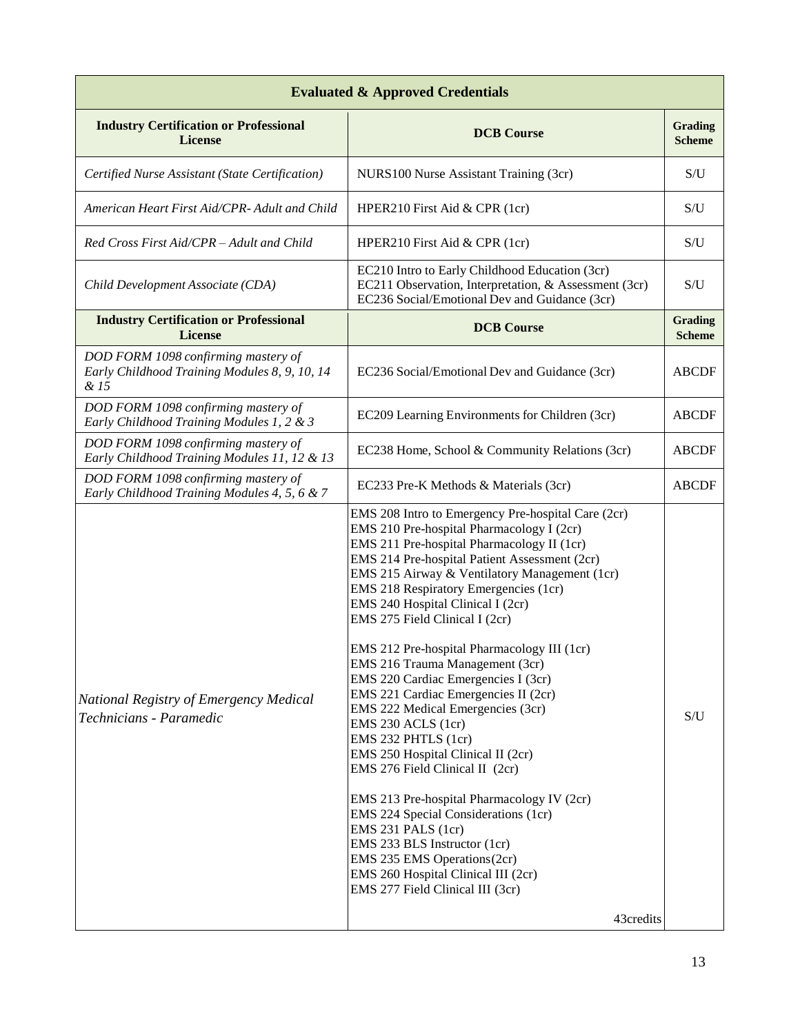| Evaluated & Approved Credentials | | |
|---|---|---|
| **Industry Certification or Professional License** | **DCB Course** | **Grading Scheme** |
| *Certified Nurse Assistant (State Certification)* | NURS100 Nurse Assistant Training (3cr) | S/U |
| *American Heart First Aid/CPR- Adult and Child* | HPER210 First Aid & CPR (1cr) | S/U |
| *Red Cross First Aid/CPR – Adult and Child* | HPER210 First Aid & CPR (1cr) | S/U |
| *Child Development Associate (CDA)* | EC210 Intro to Early Childhood Education (3cr)<br>EC211 Observation, Interpretation, & Assessment (3cr)<br>EC236 Social/Emotional Dev and Guidance (3cr) | S/U |
| **Industry Certification or Professional License** | **DCB Course** | **Grading Scheme** |
| *DOD FORM 1098 confirming mastery of Early Childhood Training Modules 8, 9, 10, 14 & 15* | EC236 Social/Emotional Dev and Guidance (3cr) | ABCDF |
| *DOD FORM 1098 confirming mastery of Early Childhood Training Modules 1, 2 & 3* | EC209 Learning Environments for Children (3cr) | ABCDF |
| *DOD FORM 1098 confirming mastery of Early Childhood Training Modules 11, 12 & 13* | EC238 Home, School & Community Relations (3cr) | ABCDF |
| *DOD FORM 1098 confirming mastery of Early Childhood Training Modules 4, 5, 6 & 7* | EC233 Pre-K Methods & Materials (3cr) | ABCDF |
| *National Registry of Emergency Medical Technicians - Paramedic* | EMS 208 Intro to Emergency Pre-hospital Care (2cr)<br>EMS 210 Pre-hospital Pharmacology I (2cr)<br>EMS 211 Pre-hospital Pharmacology II (1cr)<br>EMS 214 Pre-hospital Patient Assessment (2cr)<br>EMS 215 Airway & Ventilatory Management (1cr)<br>EMS 218 Respiratory Emergencies (1cr)<br>EMS 240 Hospital Clinical I (2cr)<br>EMS 275 Field Clinical I (2cr)<br><br>EMS 212 Pre-hospital Pharmacology III (1cr)<br>EMS 216 Trauma Management (3cr)<br>EMS 220 Cardiac Emergencies I (3cr)<br>EMS 221 Cardiac Emergencies II (2cr)<br>EMS 222 Medical Emergencies (3cr)<br>EMS 230 ACLS (1cr)<br>EMS 232 PHTLS (1cr)<br>EMS 250 Hospital Clinical II (2cr)<br>EMS 276 Field Clinical II (2cr)<br><br>EMS 213 Pre-hospital Pharmacology IV (2cr)<br>EMS 224 Special Considerations (1cr)<br>EMS 231 PALS (1cr)<br>EMS 233 BLS Instructor (1cr)<br>EMS 235 EMS Operations(2cr)<br>EMS 260 Hospital Clinical III (2cr)<br>EMS 277 Field Clinical III (3cr)<br><br>43credits | S/U |